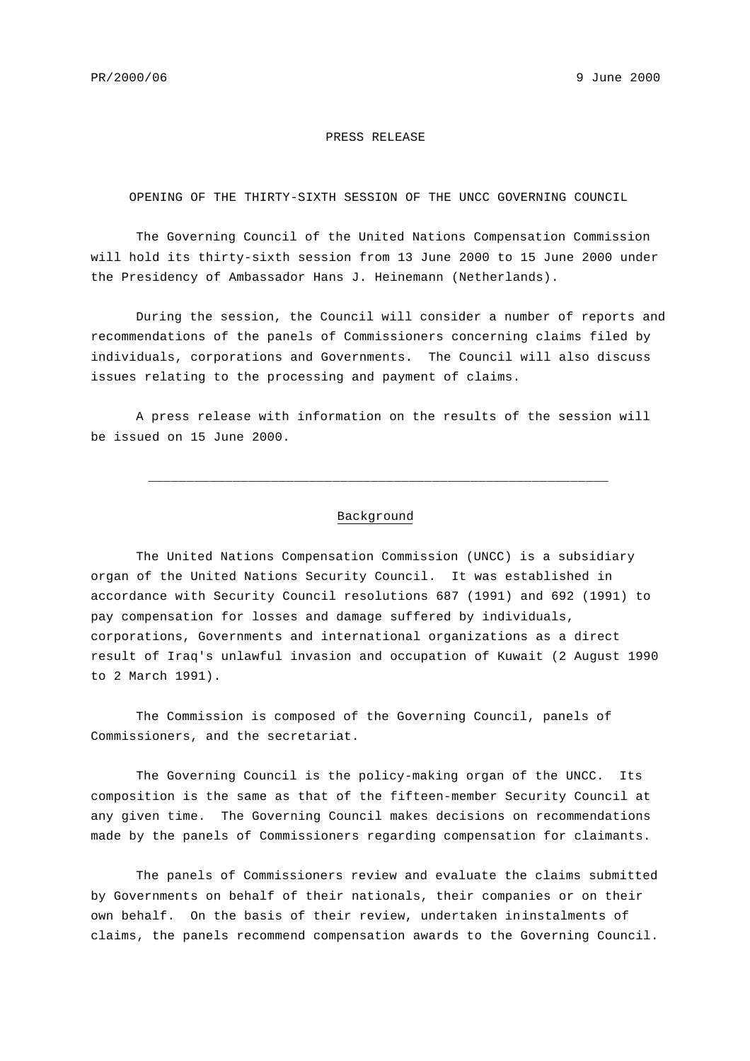PR/2000/06 9 June 2000

PRESS RELEASE

# OPENING OF THE THIRTY-SIXTH SESSION OF THE UNCC GOVERNING COUNCIL

The Governing Council of the United Nations Compensation Commission will hold its thirty-sixth session from 13 June 2000 to 15 June 2000 under the Presidency of Ambassador Hans J. Heinemann (Netherlands).

During the session, the Council will consider a number of reports and recommendations of the panels of Commissioners concerning claims filed by individuals, corporations and Governments. The Council will also discuss issues relating to the processing and payment of claims.

A press release with information on the results of the session will be issued on 15 June 2000.

---

## Background

The United Nations Compensation Commission (UNCC) is a subsidiary organ of the United Nations Security Council. It was established in accordance with Security Council resolutions 687 (1991) and 692 (1991) to pay compensation for losses and damage suffered by individuals, corporations, Governments and international organizations as a direct result of Iraq's unlawful invasion and occupation of Kuwait (2 August 1990 to 2 March 1991).

The Commission is composed of the Governing Council, panels of Commissioners, and the secretariat.

The Governing Council is the policy-making organ of the UNCC. Its composition is the same as that of the fifteen-member Security Council at any given time. The Governing Council makes decisions on recommendations made by the panels of Commissioners regarding compensation for claimants.

The panels of Commissioners review and evaluate the claims submitted by Governments on behalf of their nationals, their companies or on their own behalf. On the basis of their review, undertaken ininstalments of claims, the panels recommend compensation awards to the Governing Council.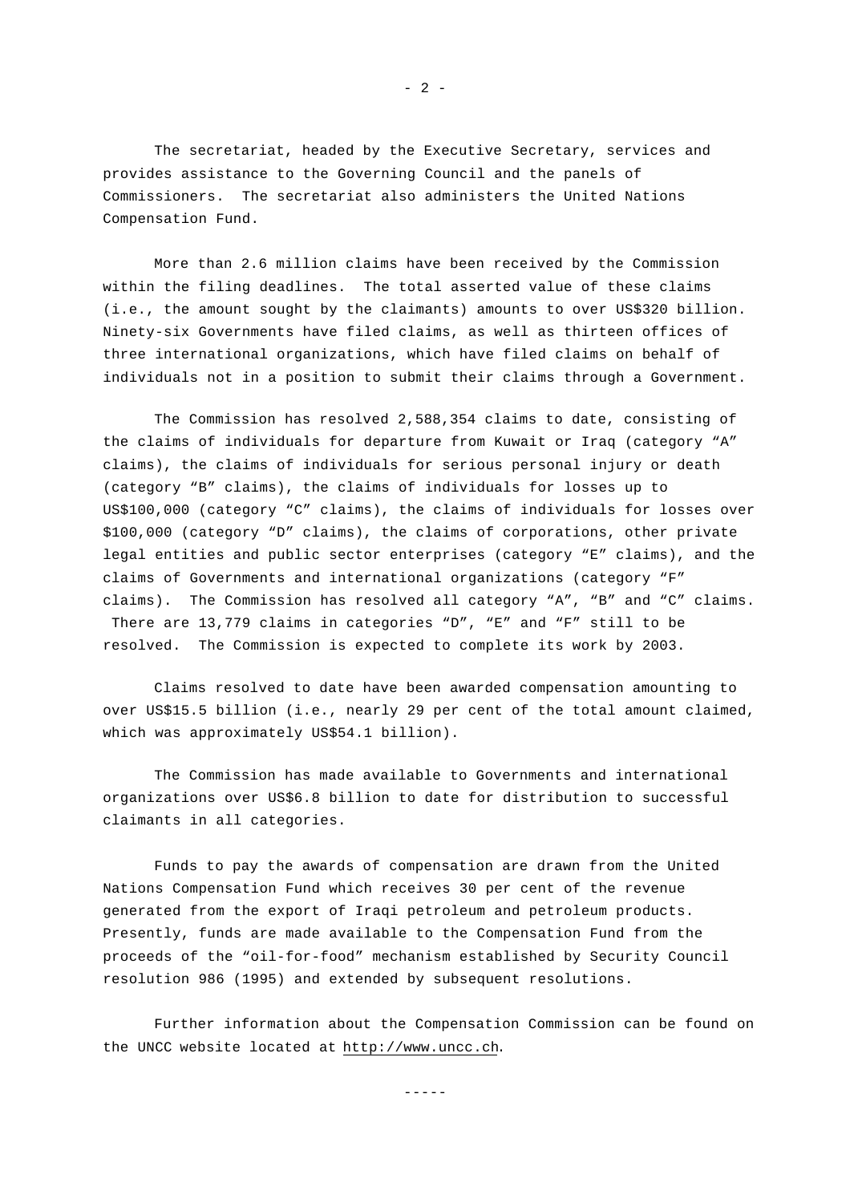The secretariat, headed by the Executive Secretary, services and provides assistance to the Governing Council and the panels of Commissioners. The secretariat also administers the United Nations Compensation Fund.

More than 2.6 million claims have been received by the Commission within the filing deadlines. The total asserted value of these claims (i.e., the amount sought by the claimants) amounts to over US$320 billion. Ninety-six Governments have filed claims, as well as thirteen offices of three international organizations, which have filed claims on behalf of individuals not in a position to submit their claims through a Government.

The Commission has resolved 2,588,354 claims to date, consisting of the claims of individuals for departure from Kuwait or Iraq (category "A" claims), the claims of individuals for serious personal injury or death (category "B" claims), the claims of individuals for losses up to US$100,000 (category "C" claims), the claims of individuals for losses over $100,000 (category "D" claims), the claims of corporations, other private legal entities and public sector enterprises (category "E" claims), and the claims of Governments and international organizations (category "F" claims). The Commission has resolved all category "A", "B" and "C" claims. There are 13,779 claims in categories "D", "E" and "F" still to be resolved. The Commission is expected to complete its work by 2003.

Claims resolved to date have been awarded compensation amounting to over US$15.5 billion (i.e., nearly 29 per cent of the total amount claimed, which was approximately US$54.1 billion).

The Commission has made available to Governments and international organizations over US$6.8 billion to date for distribution to successful claimants in all categories.

Funds to pay the awards of compensation are drawn from the United Nations Compensation Fund which receives 30 per cent of the revenue generated from the export of Iraqi petroleum and petroleum products. Presently, funds are made available to the Compensation Fund from the proceeds of the "oil-for-food" mechanism established by Security Council resolution 986 (1995) and extended by subsequent resolutions.

Further information about the Compensation Commission can be found on the UNCC website located at http://www.uncc.ch.

-----